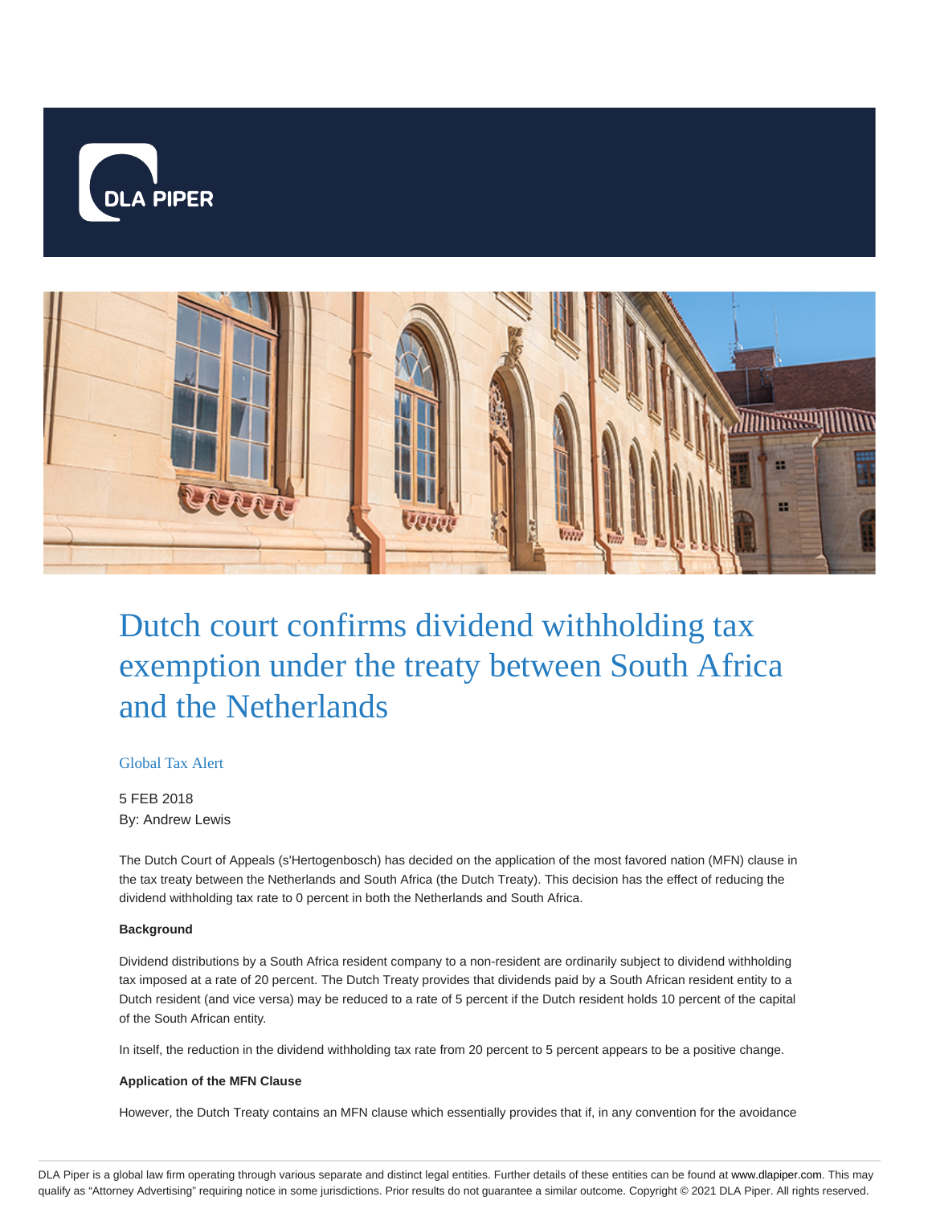# Dutch court confirms dividend withholding tax exemption under the treaty between South Africa and the Netherlands

Global Tax Alert

5 FEB 2018

By: Andrew Lewis

The Dutch Court of Appeals (s'Hertogenbosch) has decided on the application of the most favored nation (MFN) clause in the tax treaty between the Netherlands and South Africa (the Dutch Treaty). This decision has the effect of reducing the dividend withholding tax rate to 0 percent in both the Netherlands and South Africa.

**Background**

Dividend distributions by a South Africa resident company to a non-resident are ordinarily subject to dividend withholding tax imposed at a rate of 20 percent. The Dutch Treaty provides that dividends paid by a South African resident entity to a Dutch resident (and vice versa) may be reduced to a rate of 5 percent if the Dutch resident holds 10 percent of the capital of the South African entity.

In itself, the reduction in the dividend withholding tax rate from 20 percent to 5 percent appears to be a positive change.

**Application of the MFN Clause**

However, the Dutch Treaty contains an MFN clause which essentially provides that if, in any convention for the avoidance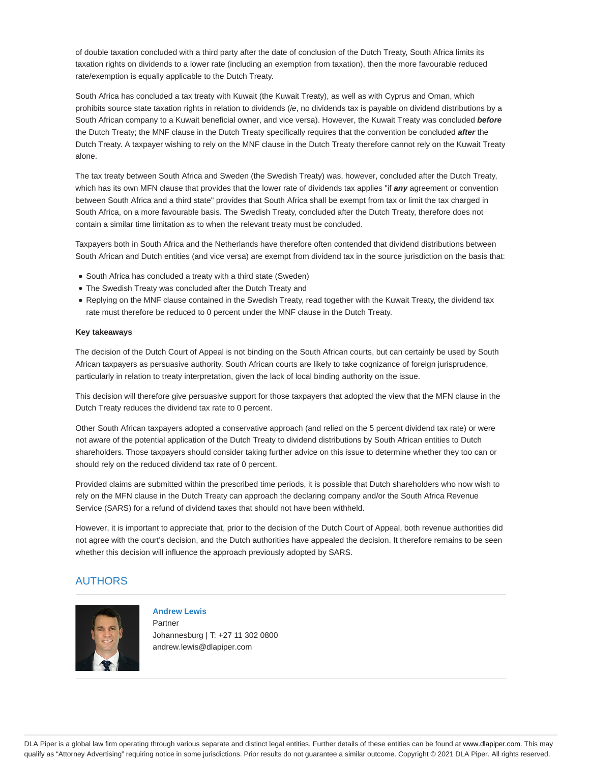of double taxation concluded with a third party after the date of conclusion of the Dutch Treaty, South Africa limits its taxation rights on dividends to a lower rate (including an exemption from taxation), then the more favourable reduced rate/exemption is equally applicable to the Dutch Treaty.

South Africa has concluded a tax treaty with Kuwait (the Kuwait Treaty), as well as with Cyprus and Oman, which prohibits source state taxation rights in relation to dividends (*ie*, no dividends tax is payable on dividend distributions by a South African company to a Kuwait beneficial owner, and vice versa). However, the Kuwait Treaty was concluded ***before*** the Dutch Treaty; the MNF clause in the Dutch Treaty specifically requires that the convention be concluded ***after*** the Dutch Treaty. A taxpayer wishing to rely on the MNF clause in the Dutch Treaty therefore cannot rely on the Kuwait Treaty alone.

The tax treaty between South Africa and Sweden (the Swedish Treaty) was, however, concluded after the Dutch Treaty, which has its own MFN clause that provides that the lower rate of dividends tax applies "if ***any*** agreement or convention between South Africa and a third state" provides that South Africa shall be exempt from tax or limit the tax charged in South Africa, on a more favourable basis. The Swedish Treaty, concluded after the Dutch Treaty, therefore does not contain a similar time limitation as to when the relevant treaty must be concluded.

Taxpayers both in South Africa and the Netherlands have therefore often contended that dividend distributions between South African and Dutch entities (and vice versa) are exempt from dividend tax in the source jurisdiction on the basis that:

- South Africa has concluded a treaty with a third state (Sweden)
- The Swedish Treaty was concluded after the Dutch Treaty and
- Replying on the MNF clause contained in the Swedish Treaty, read together with the Kuwait Treaty, the dividend tax rate must therefore be reduced to 0 percent under the MNF clause in the Dutch Treaty.

**Key takeaways**

The decision of the Dutch Court of Appeal is not binding on the South African courts, but can certainly be used by South African taxpayers as persuasive authority. South African courts are likely to take cognizance of foreign jurisprudence, particularly in relation to treaty interpretation, given the lack of local binding authority on the issue.

This decision will therefore give persuasive support for those taxpayers that adopted the view that the MFN clause in the Dutch Treaty reduces the dividend tax rate to 0 percent.

Other South African taxpayers adopted a conservative approach (and relied on the 5 percent dividend tax rate) or were not aware of the potential application of the Dutch Treaty to dividend distributions by South African entities to Dutch shareholders. Those taxpayers should consider taking further advice on this issue to determine whether they too can or should rely on the reduced dividend tax rate of 0 percent.

Provided claims are submitted within the prescribed time periods, it is possible that Dutch shareholders who now wish to rely on the MFN clause in the Dutch Treaty can approach the declaring company and/or the South Africa Revenue Service (SARS) for a refund of dividend taxes that should not have been withheld.

However, it is important to appreciate that, prior to the decision of the Dutch Court of Appeal, both revenue authorities did not agree with the court's decision, and the Dutch authorities have appealed the decision. It therefore remains to be seen whether this decision will influence the approach previously adopted by SARS.

## AUTHORS

**Andrew Lewis**
Partner
Johannesburg | T: +27 11 302 0800
andrew.lewis@dlapiper.com

DLA Piper is a global law firm operating through various separate and distinct legal entities. Further details of these entities can be found at www.dlapiper.com. This may qualify as "Attorney Advertising" requiring notice in some jurisdictions. Prior results do not guarantee a similar outcome. Copyright © 2021 DLA Piper. All rights reserved.